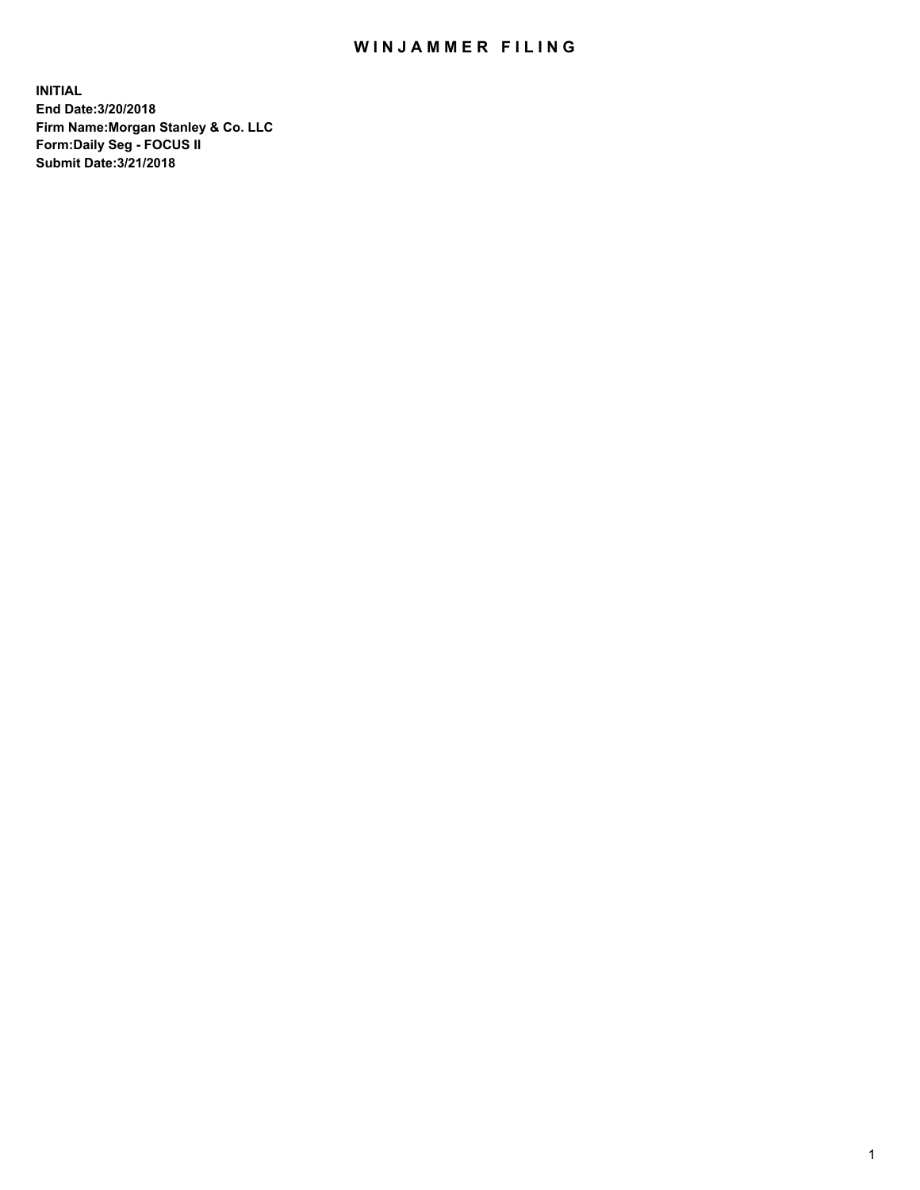# WINJAMMER FILING

**INITIAL**
**End Date:3/20/2018**
**Firm Name:Morgan Stanley & Co. LLC**
**Form:Daily Seg - FOCUS II**
**Submit Date:3/21/2018**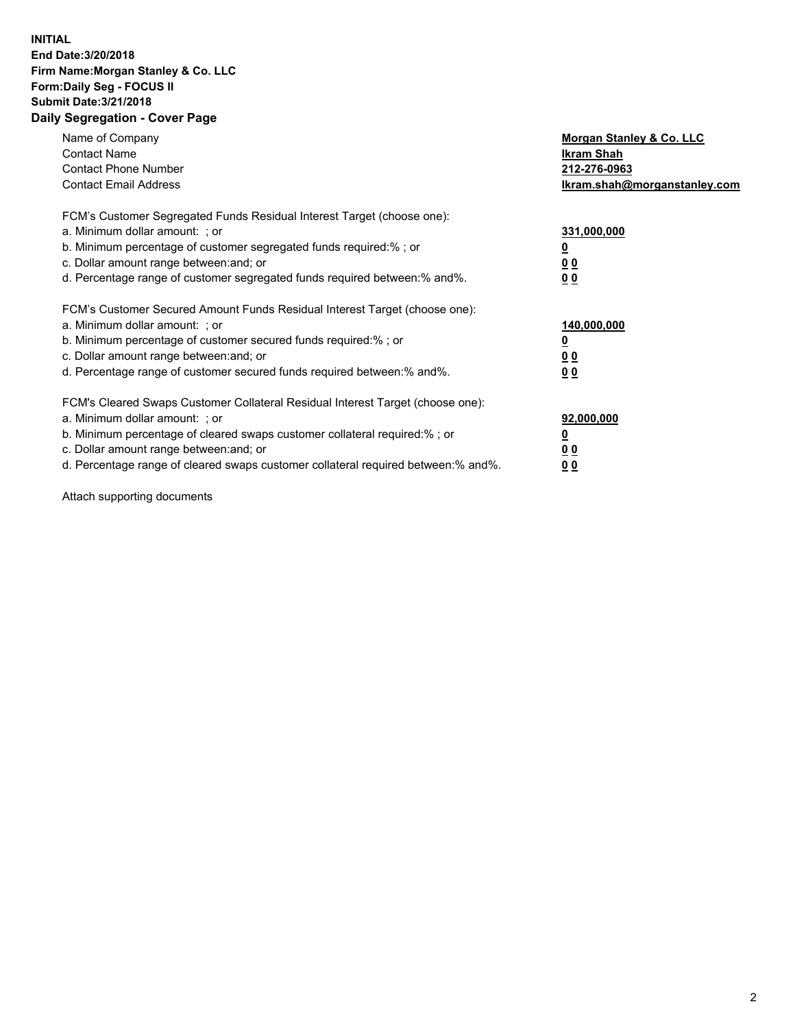**INITIAL**
**End Date:3/20/2018**
**Firm Name:Morgan Stanley & Co. LLC**
**Form:Daily Seg - FOCUS II**
**Submit Date:3/21/2018**
**Daily Segregation - Cover Page**

| | |
|---|---|
| Name of Company | **Morgan Stanley & Co. LLC** |
| Contact Name | **Ikram Shah** |
| Contact Phone Number | **212-276-0963** |
| Contact Email Address | **Ikram.shah@morganstanley.com** |

| | |
|---|---|
| FCM's Customer Segregated Funds Residual Interest Target (choose one): | |
| a. Minimum dollar amount: ; or | **331,000,000** |
| b. Minimum percentage of customer segregated funds required:% ; or | **0** |
| c. Dollar amount range between:and; or | **0 0** |
| d. Percentage range of customer segregated funds required between:% and%. | **0 0** |

| | |
|---|---|
| FCM's Customer Secured Amount Funds Residual Interest Target (choose one): | |
| a. Minimum dollar amount: ; or | **140,000,000** |
| b. Minimum percentage of customer secured funds required:% ; or | **0** |
| c. Dollar amount range between:and; or | **0 0** |
| d. Percentage range of customer secured funds required between:% and%. | **0 0** |

| | |
|---|---|
| FCM's Cleared Swaps Customer Collateral Residual Interest Target (choose one): | |
| a. Minimum dollar amount: ; or | **92,000,000** |
| b. Minimum percentage of cleared swaps customer collateral required:% ; or | **0** |
| c. Dollar amount range between:and; or | **0 0** |
| d. Percentage range of cleared swaps customer collateral required between:% and%. | **0 0** |

Attach supporting documents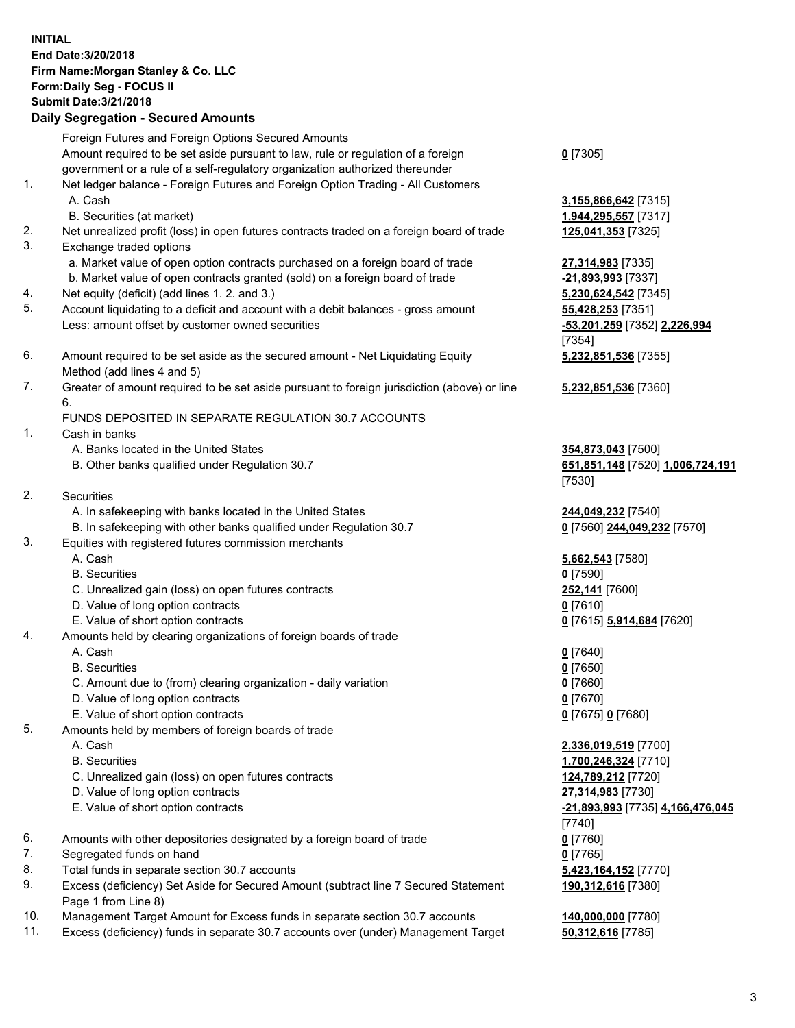**INITIAL**
**End Date:3/20/2018**
**Firm Name:Morgan Stanley & Co. LLC**
**Form:Daily Seg - FOCUS II**
**Submit Date:3/21/2018**

**Daily Segregation - Secured Amounts**

| | | |
|---|---|---|
| | Foreign Futures and Foreign Options Secured Amounts | |
| | Amount required to be set aside pursuant to law, rule or regulation of a foreign government or a rule of a self-regulatory organization authorized thereunder | **0** [7305] |
| 1. | Net ledger balance - Foreign Futures and Foreign Option Trading - All Customers | |
| | A. Cash | **3,155,866,642** [7315] |
| | B. Securities (at market) | **1,944,295,557** [7317] |
| 2. | Net unrealized profit (loss) in open futures contracts traded on a foreign board of trade | **125,041,353** [7325] |
| 3. | Exchange traded options | |
| | a. Market value of open option contracts purchased on a foreign board of trade | **27,314,983** [7335] |
| | b. Market value of open contracts granted (sold) on a foreign board of trade | **-21,893,993** [7337] |
| 4. | Net equity (deficit) (add lines 1. 2. and 3.) | **5,230,624,542** [7345] |
| 5. | Account liquidating to a deficit and account with a debit balances - gross amount | **55,428,253** [7351] |
| | Less: amount offset by customer owned securities | **-53,201,259** [7352] **2,226,994** [7354] |
| 6. | Amount required to be set aside as the secured amount - Net Liquidating Equity Method (add lines 4 and 5) | **5,232,851,536** [7355] |
| 7. | Greater of amount required to be set aside pursuant to foreign jurisdiction (above) or line 6. | **5,232,851,536** [7360] |
| | FUNDS DEPOSITED IN SEPARATE REGULATION 30.7 ACCOUNTS | |
| 1. | Cash in banks | |
| | A. Banks located in the United States | **354,873,043** [7500] |
| | B. Other banks qualified under Regulation 30.7 | **651,851,148** [7520] **1,006,724,191** [7530] |
| 2. | Securities | |
| | A. In safekeeping with banks located in the United States | **244,049,232** [7540] |
| | B. In safekeeping with other banks qualified under Regulation 30.7 | **0** [7560] **244,049,232** [7570] |
| 3. | Equities with registered futures commission merchants | |
| | A. Cash | **5,662,543** [7580] |
| | B. Securities | **0** [7590] |
| | C. Unrealized gain (loss) on open futures contracts | **252,141** [7600] |
| | D. Value of long option contracts | **0** [7610] |
| | E. Value of short option contracts | **0** [7615] **5,914,684** [7620] |
| 4. | Amounts held by clearing organizations of foreign boards of trade | |
| | A. Cash | **0** [7640] |
| | B. Securities | **0** [7650] |
| | C. Amount due to (from) clearing organization - daily variation | **0** [7660] |
| | D. Value of long option contracts | **0** [7670] |
| | E. Value of short option contracts | **0** [7675] **0** [7680] |
| 5. | Amounts held by members of foreign boards of trade | |
| | A. Cash | **2,336,019,519** [7700] |
| | B. Securities | **1,700,246,324** [7710] |
| | C. Unrealized gain (loss) on open futures contracts | **124,789,212** [7720] |
| | D. Value of long option contracts | **27,314,983** [7730] |
| | E. Value of short option contracts | **-21,893,993** [7735] **4,166,476,045** [7740] |
| 6. | Amounts with other depositories designated by a foreign board of trade | **0** [7760] |
| 7. | Segregated funds on hand | **0** [7765] |
| 8. | Total funds in separate section 30.7 accounts | **5,423,164,152** [7770] |
| 9. | Excess (deficiency) Set Aside for Secured Amount (subtract line 7 Secured Statement Page 1 from Line 8) | **190,312,616** [7380] |
| 10. | Management Target Amount for Excess funds in separate section 30.7 accounts | **140,000,000** [7780] |
| 11. | Excess (deficiency) funds in separate 30.7 accounts over (under) Management Target | **50,312,616** [7785] |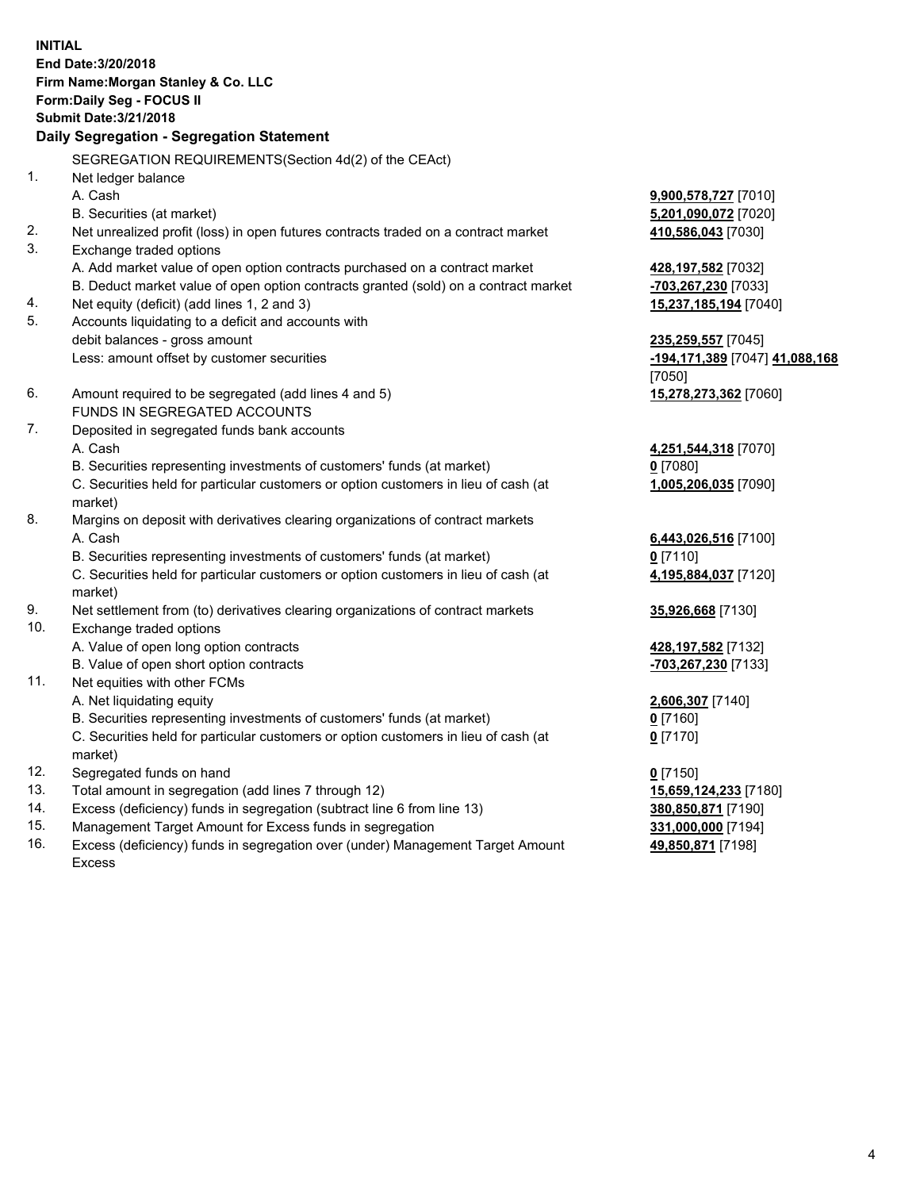**INITIAL**
**End Date:3/20/2018**
**Firm Name:Morgan Stanley & Co. LLC**
**Form:Daily Seg - FOCUS II**
**Submit Date:3/21/2018**

### Daily Segregation - Segregation Statement

SEGREGATION REQUIREMENTS(Section 4d(2) of the CEAct)

| | | |
|---|---|---|
| 1. | Net ledger balance | |
| | A. Cash | **9,900,578,727** [7010] |
| | B. Securities (at market) | **5,201,090,072** [7020] |
| 2. | Net unrealized profit (loss) in open futures contracts traded on a contract market | **410,586,043** [7030] |
| 3. | Exchange traded options | |
| | A. Add market value of open option contracts purchased on a contract market | **428,197,582** [7032] |
| | B. Deduct market value of open option contracts granted (sold) on a contract market | **-703,267,230** [7033] |
| 4. | Net equity (deficit) (add lines 1, 2 and 3) | **15,237,185,194** [7040] |
| 5. | Accounts liquidating to a deficit and accounts with debit balances - gross amount | **235,259,557** [7045] |
| | Less: amount offset by customer securities | **-194,171,389** [7047] **41,088,168** [7050] |
| 6. | Amount required to be segregated (add lines 4 and 5) | **15,278,273,362** [7060] |
| | FUNDS IN SEGREGATED ACCOUNTS | |
| 7. | Deposited in segregated funds bank accounts | |
| | A. Cash | **4,251,544,318** [7070] |
| | B. Securities representing investments of customers' funds (at market) | **0** [7080] |
| | C. Securities held for particular customers or option customers in lieu of cash (at market) | **1,005,206,035** [7090] |
| 8. | Margins on deposit with derivatives clearing organizations of contract markets | |
| | A. Cash | **6,443,026,516** [7100] |
| | B. Securities representing investments of customers' funds (at market) | **0** [7110] |
| | C. Securities held for particular customers or option customers in lieu of cash (at market) | **4,195,884,037** [7120] |
| 9. | Net settlement from (to) derivatives clearing organizations of contract markets | **35,926,668** [7130] |
| 10. | Exchange traded options | |
| | A. Value of open long option contracts | **428,197,582** [7132] |
| | B. Value of open short option contracts | **-703,267,230** [7133] |
| 11. | Net equities with other FCMs | |
| | A. Net liquidating equity | **2,606,307** [7140] |
| | B. Securities representing investments of customers' funds (at market) | **0** [7160] |
| | C. Securities held for particular customers or option customers in lieu of cash (at market) | **0** [7170] |
| 12. | Segregated funds on hand | **0** [7150] |
| 13. | Total amount in segregation (add lines 7 through 12) | **15,659,124,233** [7180] |
| 14. | Excess (deficiency) funds in segregation (subtract line 6 from line 13) | **380,850,871** [7190] |
| 15. | Management Target Amount for Excess funds in segregation | **331,000,000** [7194] |
| 16. | Excess (deficiency) funds in segregation over (under) Management Target Amount Excess | **49,850,871** [7198] |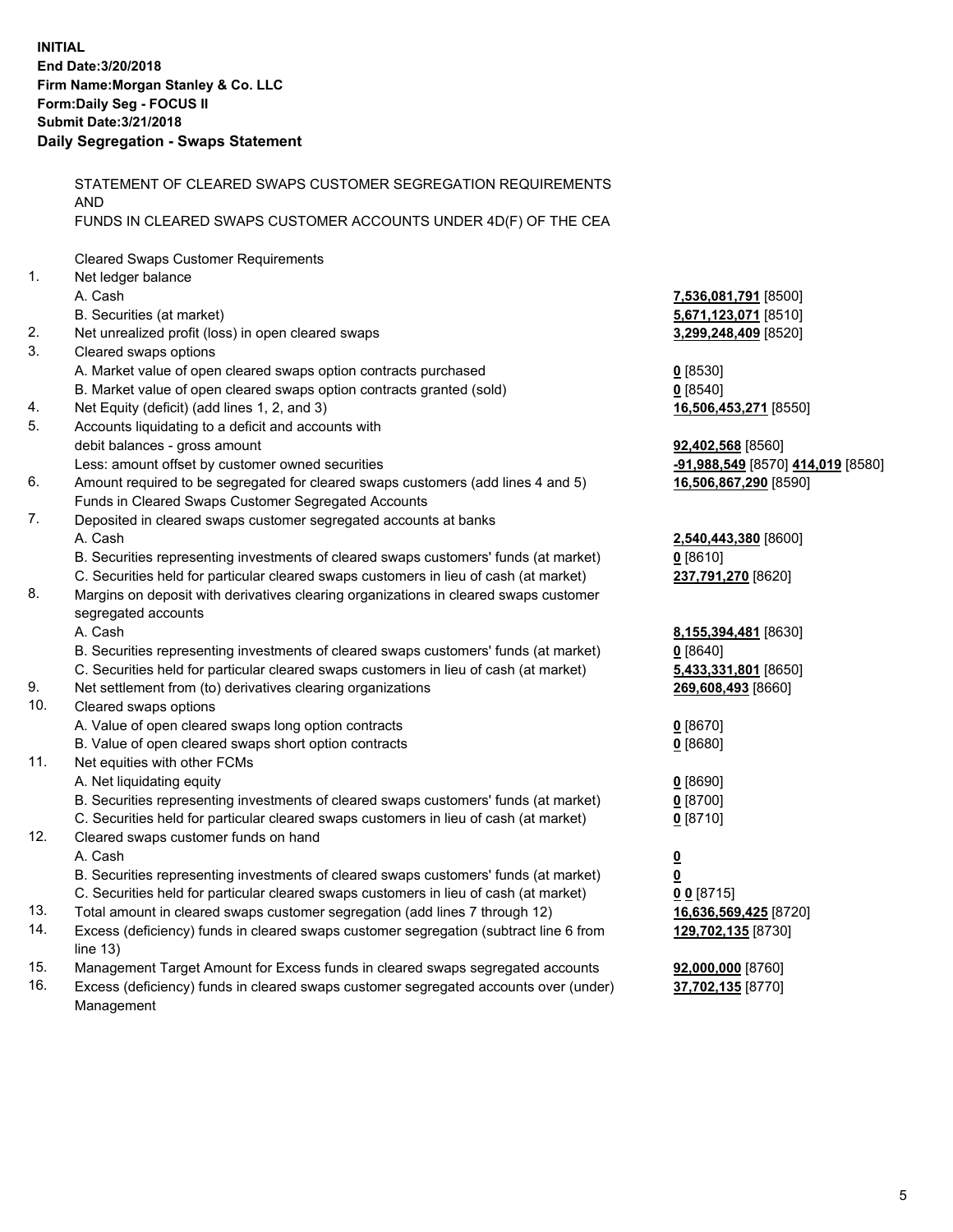**INITIAL**
**End Date:3/20/2018**
**Firm Name:Morgan Stanley & Co. LLC**
**Form:Daily Seg - FOCUS II**
**Submit Date:3/21/2018**
**Daily Segregation - Swaps Statement**

STATEMENT OF CLEARED SWAPS CUSTOMER SEGREGATION REQUIREMENTS AND FUNDS IN CLEARED SWAPS CUSTOMER ACCOUNTS UNDER 4D(F) OF THE CEA

| | | |
|---|---|---|
| | Cleared Swaps Customer Requirements | |
| 1. | Net ledger balance | |
| | A. Cash | **7,536,081,791** [8500] |
| | B. Securities (at market) | **5,671,123,071** [8510] |
| 2. | Net unrealized profit (loss) in open cleared swaps | **3,299,248,409** [8520] |
| 3. | Cleared swaps options | |
| | A. Market value of open cleared swaps option contracts purchased | **0** [8530] |
| | B. Market value of open cleared swaps option contracts granted (sold) | **0** [8540] |
| 4. | Net Equity (deficit) (add lines 1, 2, and 3) | **16,506,453,271** [8550] |
| 5. | Accounts liquidating to a deficit and accounts with debit balances - gross amount | **92,402,568** [8560] |
| | Less: amount offset by customer owned securities | **-91,988,549** [8570] **414,019** [8580] |
| 6. | Amount required to be segregated for cleared swaps customers (add lines 4 and 5) | **16,506,867,290** [8590] |
| | Funds in Cleared Swaps Customer Segregated Accounts | |
| 7. | Deposited in cleared swaps customer segregated accounts at banks | |
| | A. Cash | **2,540,443,380** [8600] |
| | B. Securities representing investments of cleared swaps customers' funds (at market) | **0** [8610] |
| | C. Securities held for particular cleared swaps customers in lieu of cash (at market) | **237,791,270** [8620] |
| 8. | Margins on deposit with derivatives clearing organizations in cleared swaps customer segregated accounts | |
| | A. Cash | **8,155,394,481** [8630] |
| | B. Securities representing investments of cleared swaps customers' funds (at market) | **0** [8640] |
| | C. Securities held for particular cleared swaps customers in lieu of cash (at market) | **5,433,331,801** [8650] |
| 9. | Net settlement from (to) derivatives clearing organizations | **269,608,493** [8660] |
| 10. | Cleared swaps options | |
| | A. Value of open cleared swaps long option contracts | **0** [8670] |
| | B. Value of open cleared swaps short option contracts | **0** [8680] |
| 11. | Net equities with other FCMs | |
| | A. Net liquidating equity | **0** [8690] |
| | B. Securities representing investments of cleared swaps customers' funds (at market) | **0** [8700] |
| | C. Securities held for particular cleared swaps customers in lieu of cash (at market) | **0** [8710] |
| 12. | Cleared swaps customer funds on hand | |
| | A. Cash | **0** |
| | B. Securities representing investments of cleared swaps customers' funds (at market) | **0** |
| | C. Securities held for particular cleared swaps customers in lieu of cash (at market) | **0** **0** [8715] |
| 13. | Total amount in cleared swaps customer segregation (add lines 7 through 12) | **16,636,569,425** [8720] |
| 14. | Excess (deficiency) funds in cleared swaps customer segregation (subtract line 6 from line 13) | **129,702,135** [8730] |
| 15. | Management Target Amount for Excess funds in cleared swaps segregated accounts | **92,000,000** [8760] |
| 16. | Excess (deficiency) funds in cleared swaps customer segregated accounts over (under) Management | **37,702,135** [8770] |